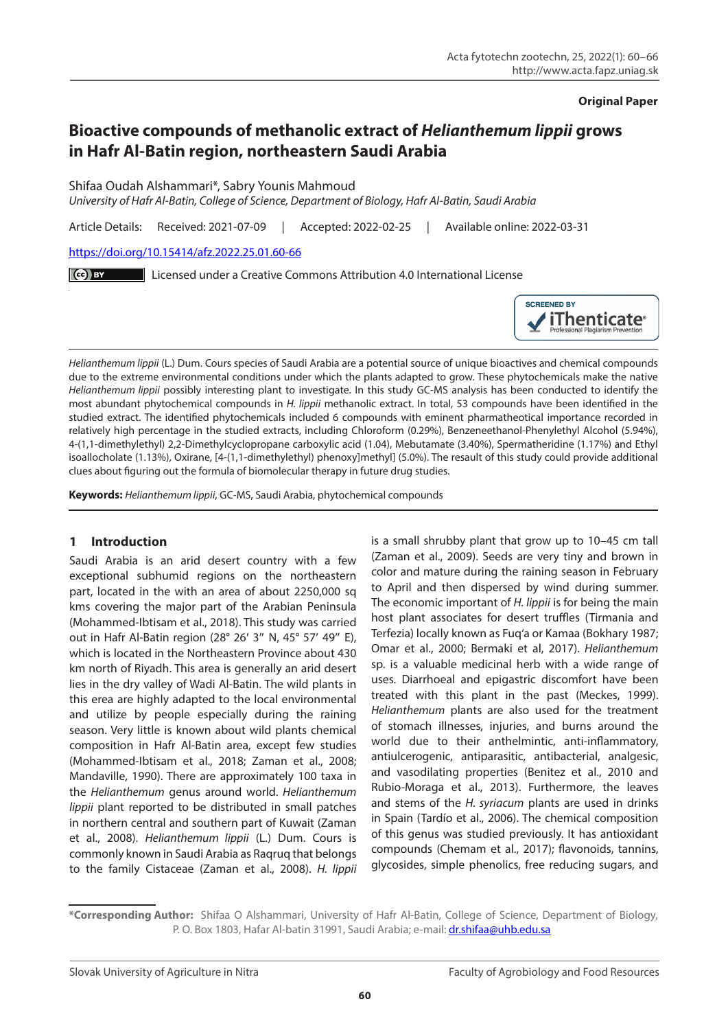**Original Paper**

# Bioactive compounds of methanolic extract of *Helianthemum lippii* grows in Hafr Al-Batin region, northeastern Saudi Arabia

Shifaa Oudah Alshammari*, Sabry Younis Mahmoud

*University of Hafr Al-Batin, College of Science, Department of Biology, Hafr Al-Batin, Saudi Arabia*

Article Details: Received: 2021-07-09 | Accepted: 2022-02-25 | Available online: 2022-03-31

https://doi.org/10.15414/afz.2022.25.01.60-66

Licensed under a Creative Commons Attribution 4.0 International License

*Helianthemum lippii* (L.) Dum. Cours species of Saudi Arabia are a potential source of unique bioactives and chemical compounds due to the extreme environmental conditions under which the plants adapted to grow. These phytochemicals make the native *Helianthemum lippii* possibly interesting plant to investigate. In this study GC-MS analysis has been conducted to identify the most abundant phytochemical compounds in *H. lippii* methanolic extract. In total, 53 compounds have been identified in the studied extract. The identified phytochemicals included 6 compounds with eminent pharmatheotical importance recorded in relatively high percentage in the studied extracts, including Chloroform (0.29%), Benzeneethanol-Phenylethyl Alcohol (5.94%), 4-(1,1-dimethylethyl) 2,2-Dimethylcyclopropane carboxylic acid (1.04), Mebutamate (3.40%), Spermatheridine (1.17%) and Ethyl isoallocholate (1.13%), Oxirane, [4-(1,1-dimethylethyl) phenoxy]methyl] (5.0%). The resault of this study could provide additional clues about figuring out the formula of biomolecular therapy in future drug studies.

**Keywords:** *Helianthemum lippii*, GC-MS, Saudi Arabia, phytochemical compounds

## 1 Introduction

Saudi Arabia is an arid desert country with a few exceptional subhumid regions on the northeastern part, located in the with an area of about 2250,000 sq kms covering the major part of the Arabian Peninsula (Mohammed-Ibtisam et al., 2018). This study was carried out in Hafr Al-Batin region (28° 26′ 3″ N, 45° 57′ 49″ E), which is located in the Northeastern Province about 430 km north of Riyadh. This area is generally an arid desert lies in the dry valley of Wadi Al-Batin. The wild plants in this erea are highly adapted to the local environmental and utilize by people especially during the raining season. Very little is known about wild plants chemical composition in Hafr Al-Batin area, except few studies (Mohammed-Ibtisam et al., 2018; Zaman et al., 2008; Mandaville, 1990). There are approximately 100 taxa in the *Helianthemum* genus around world. *Helianthemum lippii* plant reported to be distributed in small patches in northern central and southern part of Kuwait (Zaman et al., 2008). *Helianthemum lippii* (L.) Dum. Cours is commonly known in Saudi Arabia as Raqruq that belongs to the family Cistaceae (Zaman et al., 2008). *H. lippii* is a small shrubby plant that grow up to 10–45 cm tall (Zaman et al., 2009). Seeds are very tiny and brown in color and mature during the raining season in February to April and then dispersed by wind during summer. The economic important of *H. lippii* is for being the main host plant associates for desert truffles (Tirmania and Terfezia) locally known as Fuq'a or Kamaa (Bokhary 1987; Omar et al., 2000; Bermaki et al, 2017). *Helianthemum* sp. is a valuable medicinal herb with a wide range of uses. Diarrhoeal and epigastric discomfort have been treated with this plant in the past (Meckes, 1999). *Helianthemum* plants are also used for the treatment of stomach illnesses, injuries, and burns around the world due to their anthelmintic, anti-inflammatory, antiulcerogenic, antiparasitic, antibacterial, analgesic, and vasodilating properties (Benitez et al., 2010 and Rubio-Moraga et al., 2013). Furthermore, the leaves and stems of the *H. syriacum* plants are used in drinks in Spain (Tardío et al., 2006). The chemical composition of this genus was studied previously. It has antioxidant compounds (Chemam et al., 2017); flavonoids, tannins, glycosides, simple phenolics, free reducing sugars, and

---

***Corresponding Author:** Shifaa O Alshammari, University of Hafr Al-Batin, College of Science, Department of Biology, P. O. Box 1803, Hafar Al-batin 31991, Saudi Arabia; e-mail: dr.shifaa@uhb.edu.sa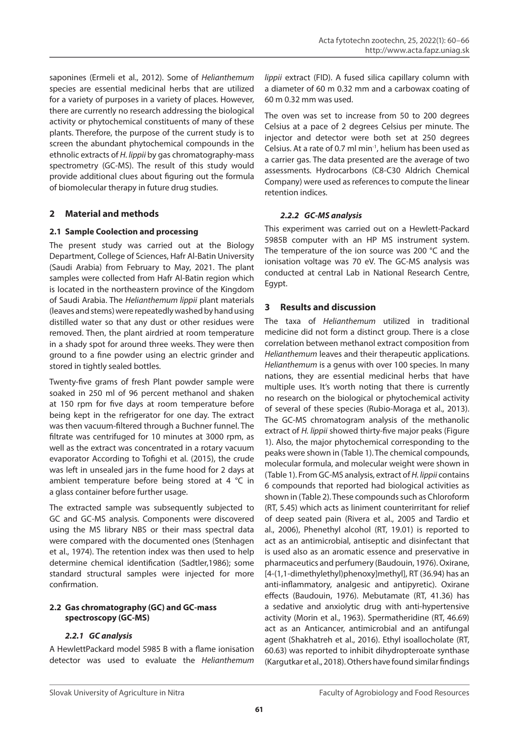saponines (Ermeli et al., 2012). Some of *Helianthemum* species are essential medicinal herbs that are utilized for a variety of purposes in a variety of places. However, there are currently no research addressing the biological activity or phytochemical constituents of many of these plants. Therefore, the purpose of the current study is to screen the abundant phytochemical compounds in the ethnolic extracts of *H. lippii* by gas chromatography-mass spectrometry (GC-MS). The result of this study would provide additional clues about figuring out the formula of biomolecular therapy in future drug studies.

## 2 Material and methods

### 2.1 Sample Coolection and processing

The present study was carried out at the Biology Department, College of Sciences, Hafr Al-Batin University (Saudi Arabia) from February to May, 2021. The plant samples were collected from Hafr Al-Batin region which is located in the northeastern province of the Kingdom of Saudi Arabia. The *Helianthemum lippii* plant materials (leaves and stems) were repeatedly washed by hand using distilled water so that any dust or other residues were removed. Then, the plant airdried at room temperature in a shady spot for around three weeks. They were then ground to a fine powder using an electric grinder and stored in tightly sealed bottles.

Twenty-five grams of fresh Plant powder sample were soaked in 250 ml of 96 percent methanol and shaken at 150 rpm for five days at room temperature before being kept in the refrigerator for one day. The extract was then vacuum-filtered through a Buchner funnel. The filtrate was centrifuged for 10 minutes at 3000 rpm, as well as the extract was concentrated in a rotary vacuum evaporator According to Tofighi et al. (2015), the crude was left in unsealed jars in the fume hood for 2 days at ambient temperature before being stored at 4 °C in a glass container before further usage.

The extracted sample was subsequently subjected to GC and GC-MS analysis. Components were discovered using the MS library NBS or their mass spectral data were compared with the documented ones (Stenhagen et al., 1974). The retention index was then used to help determine chemical identification (Sadtler,1986); some standard structural samples were injected for more confirmation.

### 2.2 Gas chromatography (GC) and GC-mass spectroscopy (GC-MS)

#### *2.2.1 GC analysis*

A HewlettPackard model 5985 B with a flame ionisation detector was used to evaluate the *Helianthemum lippii* extract (FID). A fused silica capillary column with a diameter of 60 m 0.32 mm and a carbowax coating of 60 m 0.32 mm was used.

The oven was set to increase from 50 to 200 degrees Celsius at a pace of 2 degrees Celsius per minute. The injector and detector were both set at 250 degrees Celsius. At a rate of 0.7 ml min$^{-1}$, helium has been used as a carrier gas. The data presented are the average of two assessments. Hydrocarbons (C8-C30 Aldrich Chemical Company) were used as references to compute the linear retention indices.

#### *2.2.2 GC-MS analysis*

This experiment was carried out on a Hewlett-Packard 5985B computer with an HP MS instrument system. The temperature of the ion source was 200 °C and the ionisation voltage was 70 eV. The GC-MS analysis was conducted at central Lab in National Research Centre, Egypt.

## 3 Results and discussion

The taxa of *Helianthemum* utilized in traditional medicine did not form a distinct group. There is a close correlation between methanol extract composition from *Helianthemum* leaves and their therapeutic applications. *Helianthemum* is a genus with over 100 species. In many nations, they are essential medicinal herbs that have multiple uses. It's worth noting that there is currently no research on the biological or phytochemical activity of several of these species (Rubio-Moraga et al., 2013). The GC-MS chromatogram analysis of the methanolic extract of *H. lippii* showed thirty-five major peaks (Figure 1). Also, the major phytochemical corresponding to the peaks were shown in (Table 1). The chemical compounds, molecular formula, and molecular weight were shown in (Table 1). From GC-MS analysis, extract of *H. lippii* contains 6 compounds that reported had biological activities as shown in (Table 2). These compounds such as Chloroform (RT, 5.45) which acts as liniment counterirritant for relief of deep seated pain (Rivera et al., 2005 and Tardio et al., 2006), Phenethyl alcohol (RT, 19.01) is reported to act as an antimicrobial, antiseptic and disinfectant that is used also as an aromatic essence and preservative in pharmaceutics and perfumery (Baudouin, 1976). Oxirane, [4-(1,1-dimethylethyl)phenoxy]methyl], RT (36.94) has an anti-inflammatory, analgesic and antipyretic). Oxirane effects (Baudouin, 1976). Mebutamate (RT, 41.36) has a sedative and anxiolytic drug with anti-hypertensive activity (Morin et al., 1963). Spermatheridine (RT, 46.69) act as an Anticancer, antimicrobial and an antifungal agent (Shakhatreh et al., 2016). Ethyl isoallocholate (RT, 60.63) was reported to inhibit dihydropteroate synthase (Kargutkar et al., 2018). Others have found similar findings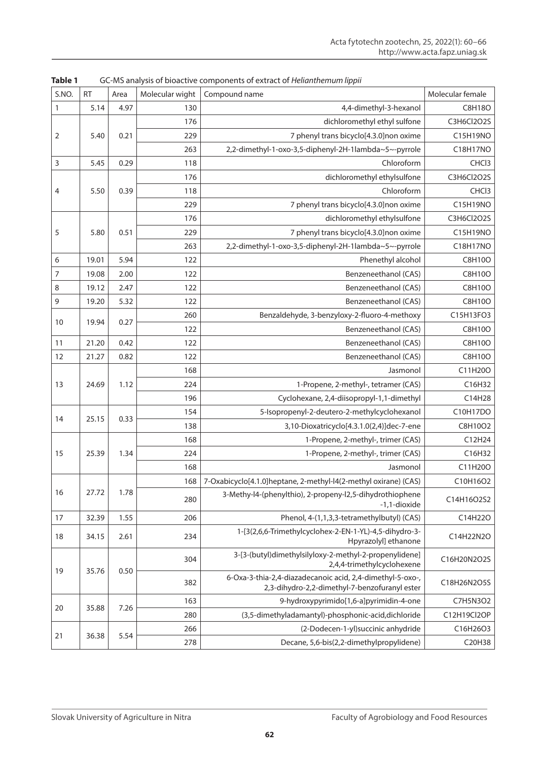**Table 1** GC-MS analysis of bioactive components of extract of *Helianthemum lippii*

| S.NO. | RT | Area | Molecular wight | Compound name | Molecular female |
|---|---|---|---|---|---|
| 1 | 5.14 | 4.97 | 130 | 4,4-dimethyl-3-hexanol | C8H18O |
| 2 | 5.40 | 0.21 | 176 | dichloromethyl ethyl sulfone | C3H6Cl2O2S |
| | | | 229 | 7 phenyl trans bicyclo[4.3.0]non oxime | C15H19NO |
| | | | 263 | 2,2-dimethyl-1-oxo-3,5-diphenyl-2H-1lambda~5~-pyrrole | C18H17NO |
| 3 | 5.45 | 0.29 | 118 | Chloroform | CHCl3 |
| 4 | 5.50 | 0.39 | 176 | dichloromethyl ethylsulfone | C3H6Cl2O2S |
| | | | 118 | Chloroform | CHCl3 |
| | | | 229 | 7 phenyl trans bicyclo[4.3.0]non oxime | C15H19NO |
| 5 | 5.80 | 0.51 | 176 | dichloromethyl ethylsulfone | C3H6Cl2O2S |
| | | | 229 | 7 phenyl trans bicyclo[4.3.0]non oxime | C15H19NO |
| | | | 263 | 2,2-dimethyl-1-oxo-3,5-diphenyl-2H-1lambda~5~-pyrrole | C18H17NO |
| 6 | 19.01 | 5.94 | 122 | Phenethyl alcohol | C8H10O |
| 7 | 19.08 | 2.00 | 122 | Benzeneethanol (CAS) | C8H10O |
| 8 | 19.12 | 2.47 | 122 | Benzeneethanol (CAS) | C8H10O |
| 9 | 19.20 | 5.32 | 122 | Benzeneethanol (CAS) | C8H10O |
| 10 | 19.94 | 0.27 | 260 | Benzaldehyde, 3-benzyloxy-2-fluoro-4-methoxy | C15H13FO3 |
| | | | 122 | Benzeneethanol (CAS) | C8H10O |
| 11 | 21.20 | 0.42 | 122 | Benzeneethanol (CAS) | C8H10O |
| 12 | 21.27 | 0.82 | 122 | Benzeneethanol (CAS) | C8H10O |
| 13 | 24.69 | 1.12 | 168 | Jasmonol | C11H20O |
| | | | 224 | 1-Propene, 2-methyl-, tetramer (CAS) | C16H32 |
| | | | 196 | Cyclohexane, 2,4-diisopropyl-1,1-dimethyl | C14H28 |
| 14 | 25.15 | 0.33 | 154 | 5-Isopropenyl-2-deutero-2-methylcyclohexanol | C10H17DO |
| | | | 138 | 3,10-Dioxatricyclo[4.3.1.0(2,4)]dec-7-ene | C8H10O2 |
| 15 | 25.39 | 1.34 | 168 | 1-Propene, 2-methyl-, trimer (CAS) | C12H24 |
| | | | 224 | 1-Propene, 2-methyl-, trimer (CAS) | C16H32 |
| | | | 168 | Jasmonol | C11H20O |
| 16 | 27.72 | 1.78 | 168 | 7-Oxabicyclo[4.1.0]heptane, 2-methyl-l4(2-methyl oxirane) (CAS) | C10H16O2 |
| | | | 280 | 3-Methy-l4-(phenylthio), 2-propeny-l2,5-dihydrothiophene -1,1-dioxide | C14H16O2S2 |
| 17 | 32.39 | 1.55 | 206 | Phenol, 4-(1,1,3,3-tetramethylbutyl) (CAS) | C14H22O |
| 18 | 34.15 | 2.61 | 234 | 1-[3(2,6,6-Trimethylcyclohex-2-EN-1-YL)-4,5-dihydro-3-Hpyrazolyl] ethanone | C14H22N2O |
| 19 | 35.76 | 0.50 | 304 | 3-[3-(butyl)dimethylsilyloxy-2-methyl-2-propenylidene] 2,4,4-trimethylcyclohexene | C16H20N2O2S |
| | | | 382 | 6-Oxa-3-thia-2,4-diazadecanoic acid, 2,4-dimethyl-5-oxo-, 2,3-dihydro-2,2-dimethyl-7-benzofuranyl ester | C18H26N2O5S |
| 20 | 35.88 | 7.26 | 163 | 9-hydroxypyrimido[1,6-a]pyrimidin-4-one | C7H5N3O2 |
| | | | 280 | (3,5-dimethyladamantyl)-phosphonic-acid,dichloride | C12H19Cl2OP |
| 21 | 36.38 | 5.54 | 266 | (2-Dodecen-1-yl)succinic anhydride | C16H26O3 |
| | | | 278 | Decane, 5,6-bis(2,2-dimethylpropylidene) | C20H38 |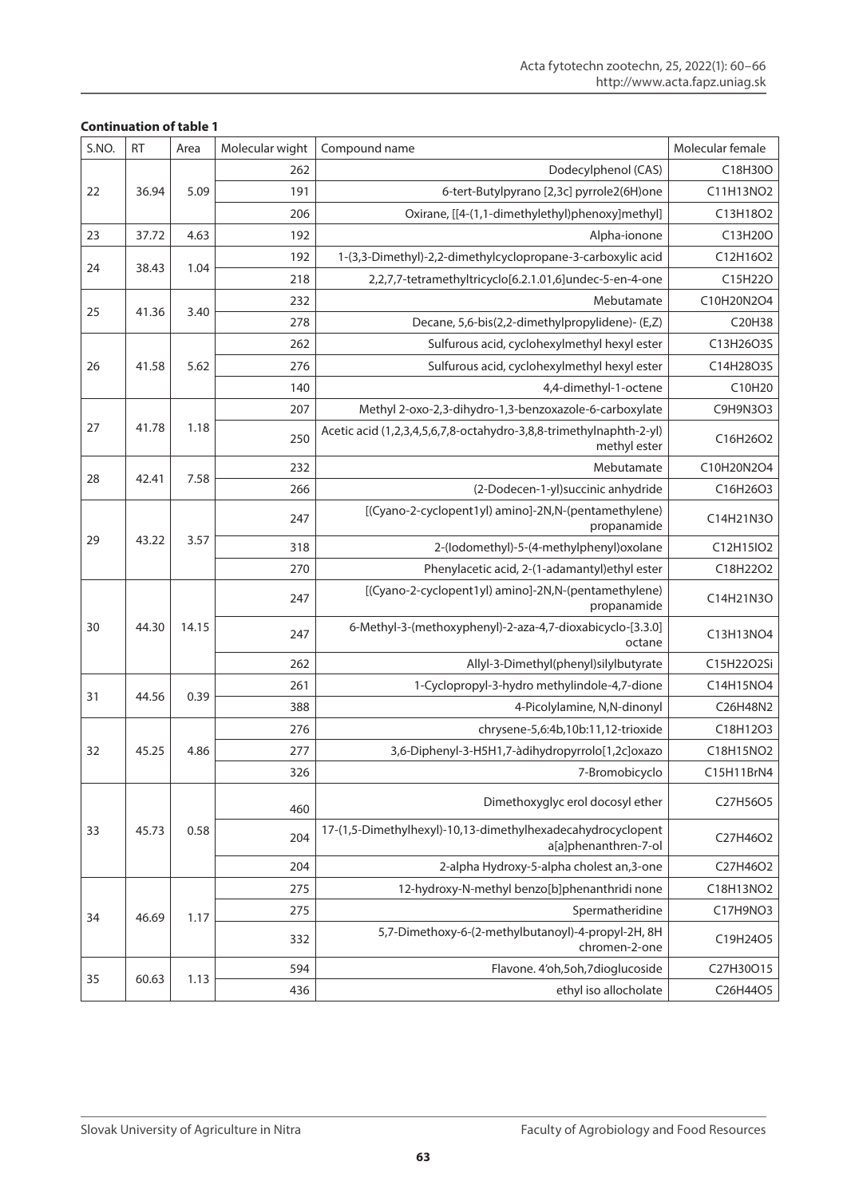**Continuation of table 1**

| S.NO. | RT | Area | Molecular wight | Compound name | Molecular female |
|---|---|---|---|---|---|
| 22 | 36.94 | 5.09 | 262 | Dodecylphenol (CAS) | C18H30O |
| | | | 191 | 6-tert-Butylpyrano [2,3c] pyrrole2(6H)one | C11H13NO2 |
| | | | 206 | Oxirane, [[4-(1,1-dimethylethyl)phenoxy]methyl] | C13H18O2 |
| 23 | 37.72 | 4.63 | 192 | Alpha-ionone | C13H20O |
| 24 | 38.43 | 1.04 | 192 | 1-(3,3-Dimethyl)-2,2-dimethylcyclopropane-3-carboxylic acid | C12H16O2 |
| | | | 218 | 2,2,7,7-tetramethyltricyclo[6.2.1.01,6]undec-5-en-4-one | C15H22O |
| 25 | 41.36 | 3.40 | 232 | Mebutamate | C10H20N2O4 |
| | | | 278 | Decane, 5,6-bis(2,2-dimethylpropylidene)- (E,Z) | C20H38 |
| 26 | 41.58 | 5.62 | 262 | Sulfurous acid, cyclohexylmethyl hexyl ester | C13H26O3S |
| | | | 276 | Sulfurous acid, cyclohexylmethyl hexyl ester | C14H28O3S |
| | | | 140 | 4,4-dimethyl-1-octene | C10H20 |
| 27 | 41.78 | 1.18 | 207 | Methyl 2-oxo-2,3-dihydro-1,3-benzoxazole-6-carboxylate | C9H9N3O3 |
| | | | 250 | Acetic acid (1,2,3,4,5,6,7,8-octahydro-3,8,8-trimethylnaphth-2-yl) methyl ester | C16H26O2 |
| 28 | 42.41 | 7.58 | 232 | Mebutamate | C10H20N2O4 |
| | | | 266 | (2-Dodecen-1-yl)succinic anhydride | C16H26O3 |
| 29 | 43.22 | 3.57 | 247 | [(Cyano-2-cyclopent1yl) amino]-2N,N-(pentamethylene) propanamide | C14H21N3O |
| | | | 318 | 2-(Iodomethyl)-5-(4-methylphenyl)oxolane | C12H15IO2 |
| | | | 270 | Phenylacetic acid, 2-(1-adamantyl)ethyl ester | C18H22O2 |
| 30 | 44.30 | 14.15 | 247 | [(Cyano-2-cyclopent1yl) amino]-2N,N-(pentamethylene) propanamide | C14H21N3O |
| | | | 247 | 6-Methyl-3-(methoxyphenyl)-2-aza-4,7-dioxabicyclo-[3.3.0] octane | C13H13NO4 |
| | | | 262 | Allyl-3-Dimethyl(phenyl)silylbutyrate | C15H22O2Si |
| 31 | 44.56 | 0.39 | 261 | 1-Cyclopropyl-3-hydro methylindole-4,7-dione | C14H15NO4 |
| | | | 388 | 4-Picolylamine, N,N-dinonyl | C26H48N2 |
| 32 | 45.25 | 4.86 | 276 | chrysene-5,6:4b,10b:11,12-trioxide | C18H12O3 |
| | | | 277 | 3,6-Diphenyl-3-H5H1,7-àdihydropyrrolo[1,2c]oxazo | C18H15NO2 |
| | | | 326 | 7-Bromobicyclo | C15H11BrN4 |
| 33 | 45.73 | 0.58 | 460 | Dimethoxyglyc erol docosyl ether | C27H56O5 |
| | | | 204 | 17-(1,5-Dimethylhexyl)-10,13-dimethylhexadecahydrocyclopent a[a]phenanthren-7-ol | C27H46O2 |
| | | | 204 | 2-alpha Hydroxy-5-alpha cholest an,3-one | C27H46O2 |
| 34 | 46.69 | 1.17 | 275 | 12-hydroxy-N-methyl benzo[b]phenanthridi none | C18H13NO2 |
| | | | 275 | Spermatheridine | C17H9NO3 |
| | | | 332 | 5,7-Dimethoxy-6-(2-methylbutanoyl)-4-propyl-2H, 8H chromen-2-one | C19H24O5 |
| 35 | 60.63 | 1.13 | 594 | Flavone. 4'oh,5oh,7dioglucoside | C27H30O15 |
| | | | 436 | ethyl iso allocholate | C26H44O5 |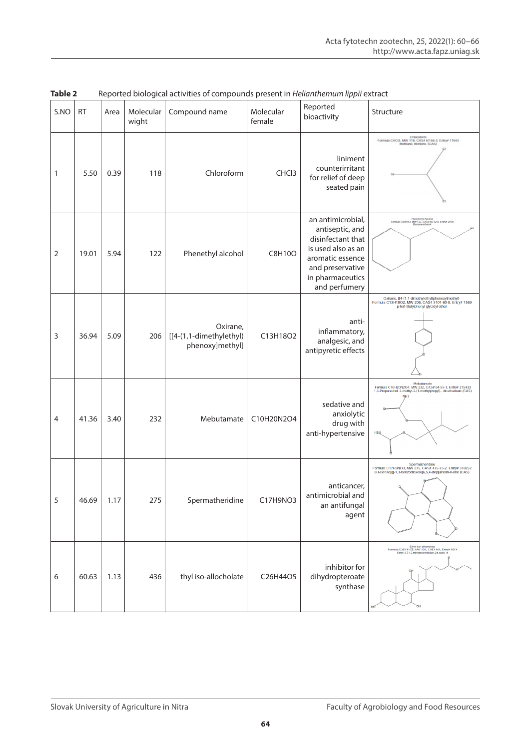**Table 2** Reported biological activities of compounds present in *Helianthemum lippii* extract

| S.NO | RT | Area | Molecular wight | Compound name | Molecular female | Reported bioactivity | Structure |
|---|---|---|---|---|---|---|---|
| 1 | 5.50 | 0.39 | 118 | Chloroform | $CHCl_3$ | liniment counterirritant for relief of deep seated pain | Chloroform Formula CHCl3, MW 118, CAS# 67-66-3, Entry# 17643 Methane, trichloro- (CAS) |
| 2 | 19.01 | 5.94 | 122 | Phenethyl alcohol | $C_8H_{10}O$ | an antimicrobial, antiseptic, and disinfectant that is used also as an aromatic essence and preservative in pharmaceutics and perfumery | Phenylethyl Alcohol Formula C8H10O, MW 122, CAS# 60-12-8, Entry# 2079 Benzeneethanol |
| 3 | 36.94 | 5.09 | 206 | Oxirane, [[4-(1,1-dimethylethyl) phenoxy]methyl] | $C_{13}H_{18}O_2$ | anti-inflammatory, analgesic, and antipyretic effects | Oxirane, [[4-(1,1-dimethylethyl)phenoxy]methyl]- Formula C13H18O2, MW 206, CAS# 3101-60-8, Entry# 1569 p-tert-Butylphenyl glycidyl ether |
| 4 | 41.36 | 3.40 | 232 | Mebutamate | $C_{10}H_{20}N_2O_4$ | sedative and anxiolytic drug with anti-hypertensive | Mebutamate Formula C10H20N2O4, MW 232, CAS# 64-55-1, Entry# 215433 1,3-Propanediol, 2-methyl-2-(1-methylpropyl)-, dicarbamate (CAS) |
| 5 | 46.69 | 1.17 | 275 | Spermatheridine | $C_{17}H_9NO_3$ | anticancer, antimicrobial and an antifungal agent | Spermatheridine Formula C17H9NO3, MW 275, CAS# 475-75-2, Entry# 318252 8H-Benzo[g]-1,3-benzodioxolo[6,5,4-de]quinolin-8-one (CAS) |
| 6 | 60.63 | 1.13 | 436 | thyl iso-allocholate | $C_{26}H_{44}O_5$ | inhibitor for dihydropteroate synthase | Ethyl iso-allocholate Formula C26H44O5, MW 436, CAS# NA, Entry# 6654 Ethyl 3,7,12-trihydroxycholan-24-oate |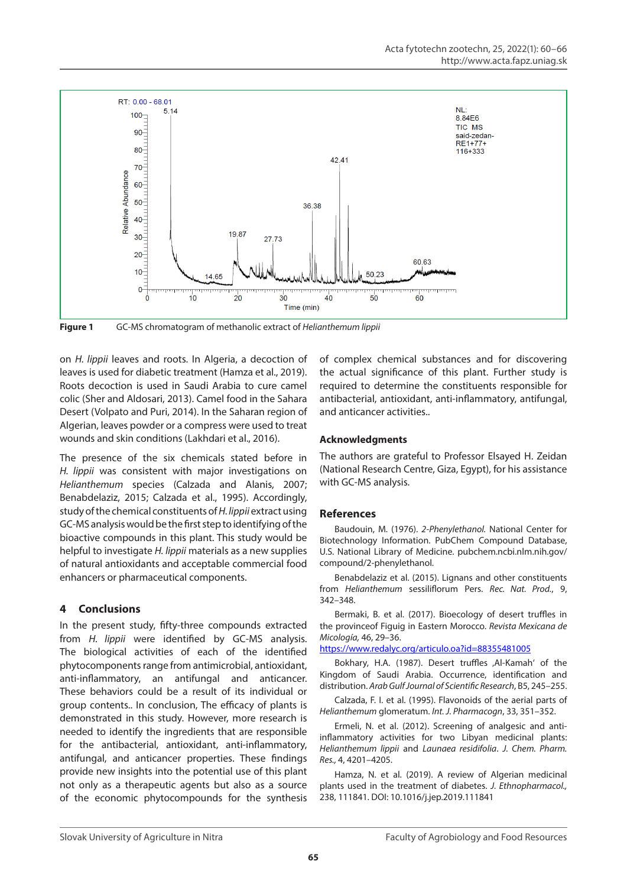Figure 1 GC-MS chromatogram of methanolic extract of *Helianthemum lippii*

on *H. lippii* leaves and roots. In Algeria, a decoction of leaves is used for diabetic treatment (Hamza et al., 2019). Roots decoction is used in Saudi Arabia to cure camel colic (Sher and Aldosari, 2013). Camel food in the Sahara Desert (Volpato and Puri, 2014). In the Saharan region of Algerian, leaves powder or a compress were used to treat wounds and skin conditions (Lakhdari et al., 2016).

The presence of the six chemicals stated before in *H. lippii* was consistent with major investigations on *Helianthemum* species (Calzada and Alanis, 2007; Benabdelaziz, 2015; Calzada et al., 1995). Accordingly, study of the chemical constituents of *H. lippii* extract using GC-MS analysis would be the first step to identifying of the bioactive compounds in this plant. This study would be helpful to investigate *H. lippii* materials as a new supplies of natural antioxidants and acceptable commercial food enhancers or pharmaceutical components.

## 4 Conclusions

In the present study, fifty-three compounds extracted from *H. lippii* were identified by GC-MS analysis. The biological activities of each of the identified phytocomponents range from antimicrobial, antioxidant, anti-inflammatory, an antifungal and anticancer. These behaviors could be a result of its individual or group contents.. In conclusion, The efficacy of plants is demonstrated in this study. However, more research is needed to identify the ingredients that are responsible for the antibacterial, antioxidant, anti-inflammatory, antifungal, and anticancer properties. These findings provide new insights into the potential use of this plant not only as a therapeutic agents but also as a source of the economic phytocompounds for the synthesis of complex chemical substances and for discovering the actual significance of this plant. Further study is required to determine the constituents responsible for antibacterial, antioxidant, anti-inflammatory, antifungal, and anticancer activities..

## Acknowledgments

The authors are grateful to Professor Elsayed H. Zeidan (National Research Centre, Giza, Egypt), for his assistance with GC-MS analysis.

## References

Baudouin, M. (1976). *2-Phenylethanol.* National Center for Biotechnology Information. PubChem Compound Database, U.S. National Library of Medicine. pubchem.ncbi.nlm.nih.gov/compound/2-phenylethanol.

Benabdelaziz et al. (2015). Lignans and other constituents from *Helianthemum* sessiliflorum Pers. *Rec. Nat. Prod.*, 9, 342–348.

Bermaki, B. et al. (2017). Bioecology of desert truffles in the provinceof Figuig in Eastern Morocco. *Revista Mexicana de Micología,* 46, 29–36.
https://www.redalyc.org/articulo.oa?id=88355481005

Bokhary, H.A. (1987). Desert truffles ,Al-Kamah' of the Kingdom of Saudi Arabia. Occurrence, identification and distribution. *Arab Gulf Journal of Scientific Research*, B5, 245–255.

Calzada, F. I. et al. (1995). Flavonoids of the aerial parts of *Helianthemum* glomeratum. *Int. J. Pharmacogn*, 33, 351–352.

Ermeli, N. et al. (2012). Screening of analgesic and anti-inflammatory activities for two Libyan medicinal plants: *Helianthemum lippii* and *Launaea residifolia*. *J. Chem. Pharm. Res.,* 4, 4201–4205.

Hamza, N. et al. (2019). A review of Algerian medicinal plants used in the treatment of diabetes. *J. Ethnopharmacol.,* 238, 111841. DOI: 10.1016/j.jep.2019.111841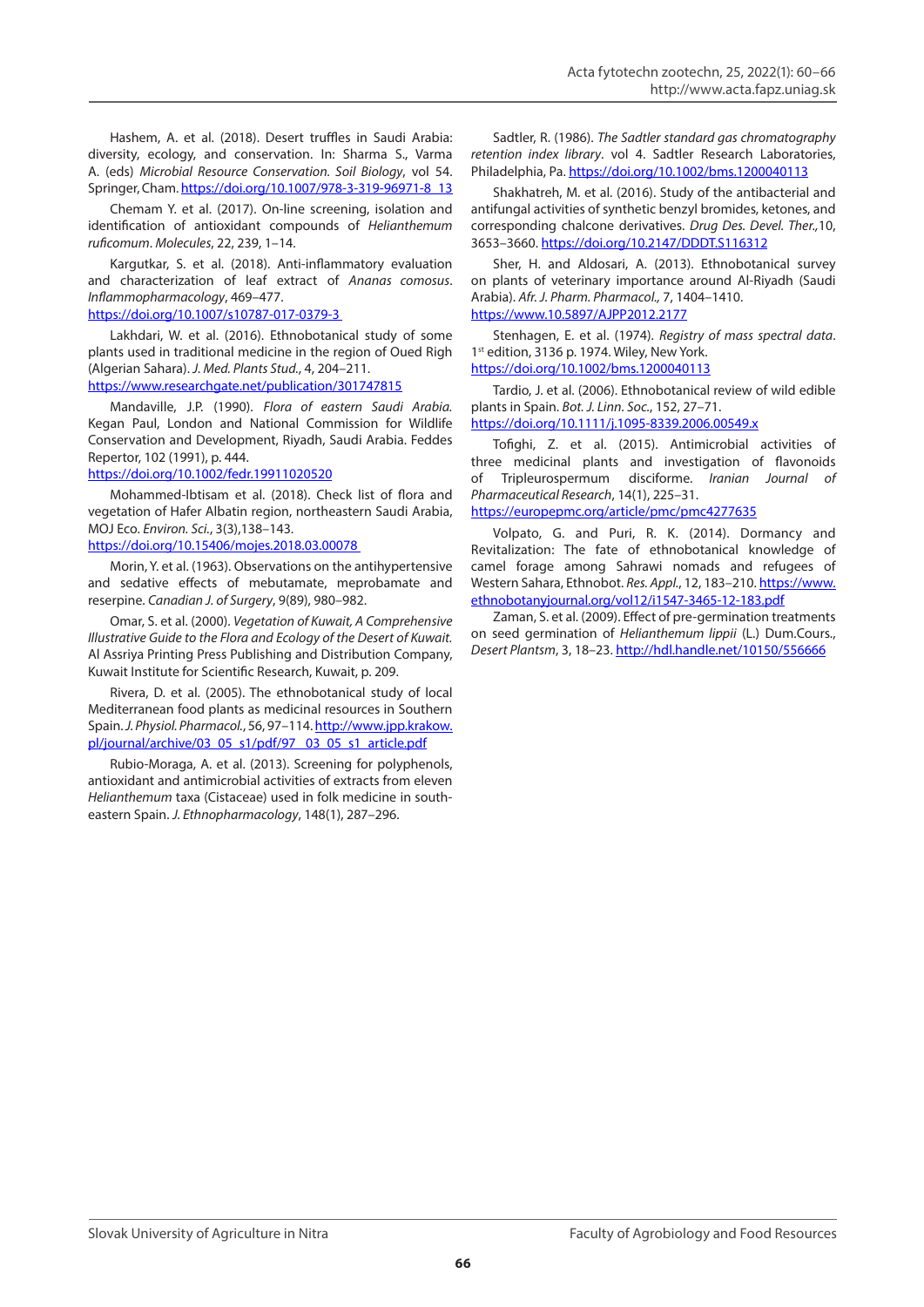Hashem, A. et al. (2018). Desert truffles in Saudi Arabia: diversity, ecology, and conservation. In: Sharma S., Varma A. (eds) *Microbial Resource Conservation. Soil Biology*, vol 54. Springer, Cham. https://doi.org/10.1007/978-3-319-96971-8_13

Chemam Y. et al. (2017). On-line screening, isolation and identification of antioxidant compounds of *Helianthemum ruficomum*. *Molecules*, 22, 239, 1–14.

Kargutkar, S. et al. (2018). Anti-inflammatory evaluation and characterization of leaf extract of *Ananas comosus*. *Inflammopharmacology*, 469–477. https://doi.org/10.1007/s10787-017-0379-3

Lakhdari, W. et al. (2016). Ethnobotanical study of some plants used in traditional medicine in the region of Oued Righ (Algerian Sahara). *J. Med. Plants Stud.*, 4, 204–211. https://www.researchgate.net/publication/301747815

Mandaville, J.P. (1990). *Flora of eastern Saudi Arabia.* Kegan Paul, London and National Commission for Wildlife Conservation and Development, Riyadh, Saudi Arabia. Feddes Repertor, 102 (1991), p. 444. https://doi.org/10.1002/fedr.19911020520

Mohammed-Ibtisam et al. (2018). Check list of flora and vegetation of Hafer Albatin region, northeastern Saudi Arabia, MOJ Eco. *Environ. Sci.*, 3(3),138–143. https://doi.org/10.15406/mojes.2018.03.00078

Morin, Y. et al. (1963). Observations on the antihypertensive and sedative effects of mebutamate, meprobamate and reserpine. *Canadian J. of Surgery*, 9(89), 980–982.

Omar, S. et al. (2000). *Vegetation of Kuwait, A Comprehensive Illustrative Guide to the Flora and Ecology of the Desert of Kuwait.* Al Assriya Printing Press Publishing and Distribution Company, Kuwait Institute for Scientific Research, Kuwait, p. 209.

Rivera, D. et al. (2005). The ethnobotanical study of local Mediterranean food plants as medicinal resources in Southern Spain. *J. Physiol. Pharmacol.*, 56, 97–114. http://www.jpp.krakow.pl/journal/archive/03_05_s1/pdf/97_03_05_s1_article.pdf

Rubio-Moraga, A. et al. (2013). Screening for polyphenols, antioxidant and antimicrobial activities of extracts from eleven *Helianthemum* taxa (Cistaceae) used in folk medicine in south-eastern Spain. *J. Ethnopharmacology*, 148(1), 287–296.

Sadtler, R. (1986). *The Sadtler standard gas chromatography retention index library*. vol 4. Sadtler Research Laboratories, Philadelphia, Pa. https://doi.org/10.1002/bms.1200040113

Shakhatreh, M. et al. (2016). Study of the antibacterial and antifungal activities of synthetic benzyl bromides, ketones, and corresponding chalcone derivatives. *Drug Des. Devel. Ther.*,10, 3653–3660. https://doi.org/10.2147/DDDT.S116312

Sher, H. and Aldosari, A. (2013). Ethnobotanical survey on plants of veterinary importance around Al-Riyadh (Saudi Arabia). *Afr. J. Pharm. Pharmacol.,* 7, 1404–1410. https://www.10.5897/AJPP2012.2177

Stenhagen, E. et al. (1974). *Registry of mass spectral data*. 1st edition, 3136 p. 1974. Wiley, New York. https://doi.org/10.1002/bms.1200040113

Tardio, J. et al. (2006). Ethnobotanical review of wild edible plants in Spain. *Bot. J. Linn. Soc.*, 152, 27–71. https://doi.org/10.1111/j.1095-8339.2006.00549.x

Tofighi, Z. et al. (2015). Antimicrobial activities of three medicinal plants and investigation of flavonoids of Tripleurospermum disciforme. *Iranian Journal of Pharmaceutical Research*, 14(1), 225–31. https://europepmc.org/article/pmc/pmc4277635

Volpato, G. and Puri, R. K. (2014). Dormancy and Revitalization: The fate of ethnobotanical knowledge of camel forage among Sahrawi nomads and refugees of Western Sahara, Ethnobot. *Res. Appl.*, 12, 183–210. https://www.ethnobotanyjournal.org/vol12/i1547-3465-12-183.pdf

Zaman, S. et al. (2009). Effect of pre-germination treatments on seed germination of *Helianthemum lippii* (L.) Dum.Cours., *Desert Plantsm*, 3, 18–23. http://hdl.handle.net/10150/556666